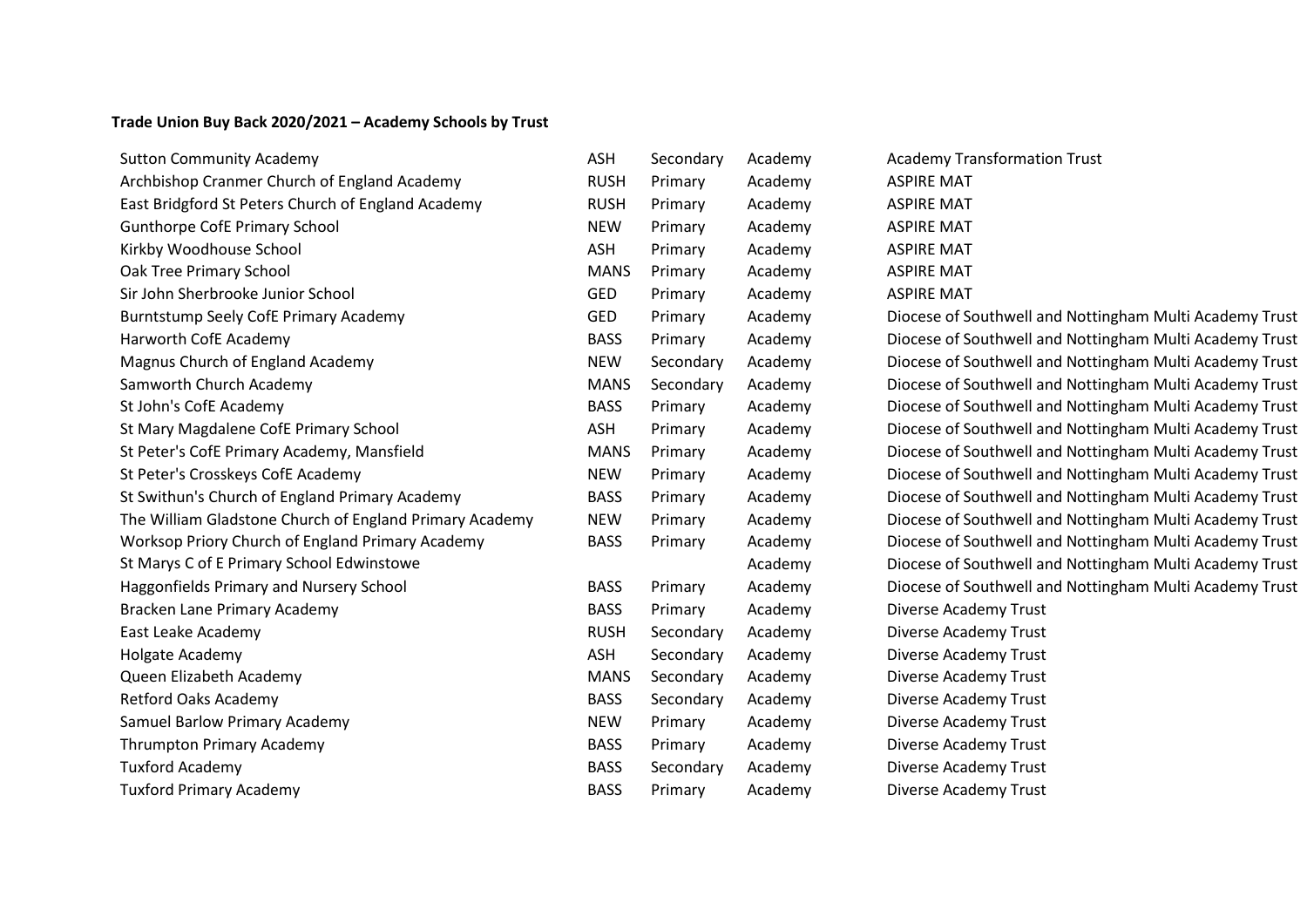**Trade Union Buy Back 2020/2021 – Academy Schools by Trust**

| | | | | |
|---|---|---|---|---|
| Sutton Community Academy | ASH | Secondary | Academy | Academy Transformation Trust |
| Archbishop Cranmer Church of England Academy | RUSH | Primary | Academy | ASPIRE MAT |
| East Bridgford St Peters Church of England Academy | RUSH | Primary | Academy | ASPIRE MAT |
| Gunthorpe CofE Primary School | NEW | Primary | Academy | ASPIRE MAT |
| Kirkby Woodhouse School | ASH | Primary | Academy | ASPIRE MAT |
| Oak Tree Primary School | MANS | Primary | Academy | ASPIRE MAT |
| Sir John Sherbrooke Junior School | GED | Primary | Academy | ASPIRE MAT |
| Burntstump Seely CofE Primary Academy | GED | Primary | Academy | Diocese of Southwell and Nottingham Multi Academy Trust |
| Harworth CofE Academy | BASS | Primary | Academy | Diocese of Southwell and Nottingham Multi Academy Trust |
| Magnus Church of England Academy | NEW | Secondary | Academy | Diocese of Southwell and Nottingham Multi Academy Trust |
| Samworth Church Academy | MANS | Secondary | Academy | Diocese of Southwell and Nottingham Multi Academy Trust |
| St John's CofE Academy | BASS | Primary | Academy | Diocese of Southwell and Nottingham Multi Academy Trust |
| St Mary Magdalene CofE Primary School | ASH | Primary | Academy | Diocese of Southwell and Nottingham Multi Academy Trust |
| St Peter's CofE Primary Academy, Mansfield | MANS | Primary | Academy | Diocese of Southwell and Nottingham Multi Academy Trust |
| St Peter's Crosskeys CofE Academy | NEW | Primary | Academy | Diocese of Southwell and Nottingham Multi Academy Trust |
| St Swithun's Church of England Primary Academy | BASS | Primary | Academy | Diocese of Southwell and Nottingham Multi Academy Trust |
| The William Gladstone Church of England Primary Academy | NEW | Primary | Academy | Diocese of Southwell and Nottingham Multi Academy Trust |
| Worksop Priory Church of England Primary Academy | BASS | Primary | Academy | Diocese of Southwell and Nottingham Multi Academy Trust |
| St Marys C of E Primary School Edwinstowe | | | Academy | Diocese of Southwell and Nottingham Multi Academy Trust |
| Haggonfields Primary and Nursery School | BASS | Primary | Academy | Diocese of Southwell and Nottingham Multi Academy Trust |
| Bracken Lane Primary Academy | BASS | Primary | Academy | Diverse Academy Trust |
| East Leake Academy | RUSH | Secondary | Academy | Diverse Academy Trust |
| Holgate Academy | ASH | Secondary | Academy | Diverse Academy Trust |
| Queen Elizabeth Academy | MANS | Secondary | Academy | Diverse Academy Trust |
| Retford Oaks Academy | BASS | Secondary | Academy | Diverse Academy Trust |
| Samuel Barlow Primary Academy | NEW | Primary | Academy | Diverse Academy Trust |
| Thrumpton Primary Academy | BASS | Primary | Academy | Diverse Academy Trust |
| Tuxford Academy | BASS | Secondary | Academy | Diverse Academy Trust |
| Tuxford Primary Academy | BASS | Primary | Academy | Diverse Academy Trust |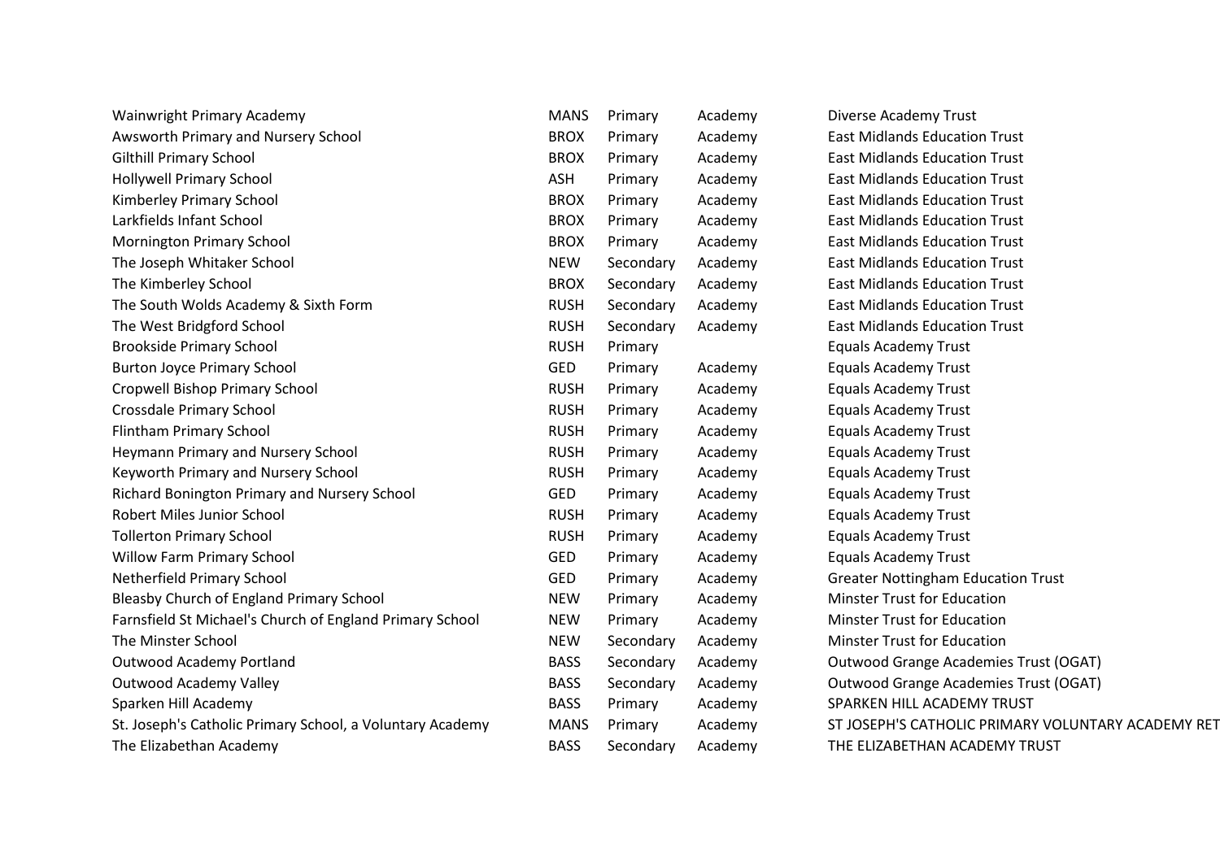| | | | | |
|---|---|---|---|---|
| Wainwright Primary Academy | MANS | Primary | Academy | Diverse Academy Trust |
| Awsworth Primary and Nursery School | BROX | Primary | Academy | East Midlands Education Trust |
| Gilthill Primary School | BROX | Primary | Academy | East Midlands Education Trust |
| Hollywell Primary School | ASH | Primary | Academy | East Midlands Education Trust |
| Kimberley Primary School | BROX | Primary | Academy | East Midlands Education Trust |
| Larkfields Infant School | BROX | Primary | Academy | East Midlands Education Trust |
| Mornington Primary School | BROX | Primary | Academy | East Midlands Education Trust |
| The Joseph Whitaker School | NEW | Secondary | Academy | East Midlands Education Trust |
| The Kimberley School | BROX | Secondary | Academy | East Midlands Education Trust |
| The South Wolds Academy & Sixth Form | RUSH | Secondary | Academy | East Midlands Education Trust |
| The West Bridgford School | RUSH | Secondary | Academy | East Midlands Education Trust |
| Brookside Primary School | RUSH | Primary | | Equals Academy Trust |
| Burton Joyce Primary School | GED | Primary | Academy | Equals Academy Trust |
| Cropwell Bishop Primary School | RUSH | Primary | Academy | Equals Academy Trust |
| Crossdale Primary School | RUSH | Primary | Academy | Equals Academy Trust |
| Flintham Primary School | RUSH | Primary | Academy | Equals Academy Trust |
| Heymann Primary and Nursery School | RUSH | Primary | Academy | Equals Academy Trust |
| Keyworth Primary and Nursery School | RUSH | Primary | Academy | Equals Academy Trust |
| Richard Bonington Primary and Nursery School | GED | Primary | Academy | Equals Academy Trust |
| Robert Miles Junior School | RUSH | Primary | Academy | Equals Academy Trust |
| Tollerton Primary School | RUSH | Primary | Academy | Equals Academy Trust |
| Willow Farm Primary School | GED | Primary | Academy | Equals Academy Trust |
| Netherfield Primary School | GED | Primary | Academy | Greater Nottingham Education Trust |
| Bleasby Church of England Primary School | NEW | Primary | Academy | Minster Trust for Education |
| Farnsfield St Michael's Church of England Primary School | NEW | Primary | Academy | Minster Trust for Education |
| The Minster School | NEW | Secondary | Academy | Minster Trust for Education |
| Outwood Academy Portland | BASS | Secondary | Academy | Outwood Grange Academies Trust (OGAT) |
| Outwood Academy Valley | BASS | Secondary | Academy | Outwood Grange Academies Trust (OGAT) |
| Sparken Hill Academy | BASS | Primary | Academy | SPARKEN HILL ACADEMY TRUST |
| St. Joseph's Catholic Primary School, a Voluntary Academy | MANS | Primary | Academy | ST JOSEPH'S CATHOLIC PRIMARY VOLUNTARY ACADEMY RET |
| The Elizabethan Academy | BASS | Secondary | Academy | THE ELIZABETHAN ACADEMY TRUST |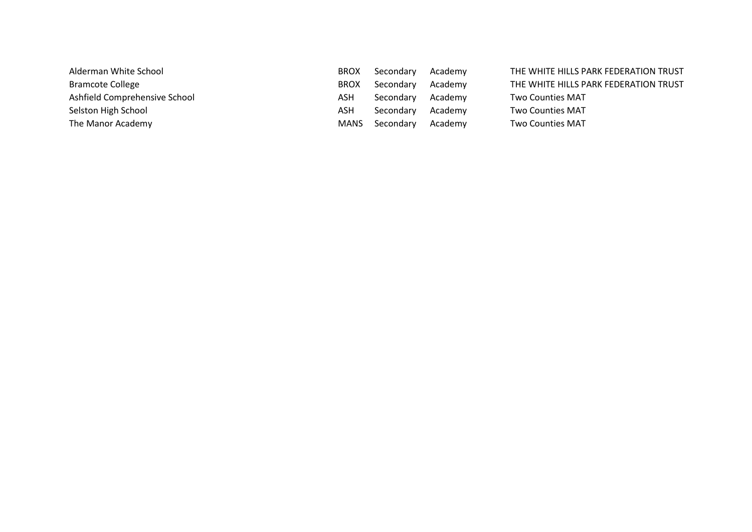| | | | | |
|---|---|---|---|---|
| Alderman White School | BROX | Secondary | Academy | THE WHITE HILLS PARK FEDERATION TRUST |
| Bramcote College | BROX | Secondary | Academy | THE WHITE HILLS PARK FEDERATION TRUST |
| Ashfield Comprehensive School | ASH | Secondary | Academy | Two Counties MAT |
| Selston High School | ASH | Secondary | Academy | Two Counties MAT |
| The Manor Academy | MANS | Secondary | Academy | Two Counties MAT |